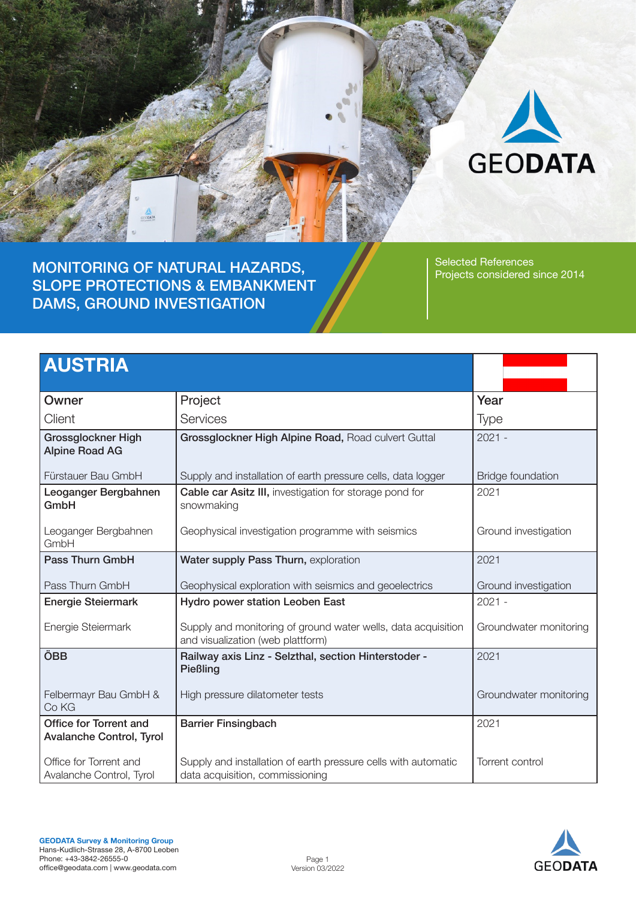GEODATA

# MONITORING OF NATURAL HAZARDS, SLOPE PROTECTIONS & EMBANKMENT DAMS, GROUND INVESTIGATION

Selected References
Projects considered since 2014

## AUSTRIA

| Owner<br>Client | Project<br>Services | Year<br>Type |
|---|---|---|
| **Grossglockner High Alpine Road AG**<br><br>Fürstauer Bau GmbH | **Grossglockner High Alpine Road,** Road culvert Guttal<br><br>Supply and installation of earth pressure cells, data logger | 2021 -<br><br>Bridge foundation |
| **Leoganger Bergbahnen GmbH**<br><br>Leoganger Bergbahnen GmbH | **Cable car Asitz III,** investigation for storage pond for snowmaking<br><br>Geophysical investigation programme with seismics | 2021<br><br>Ground investigation |
| **Pass Thurn GmbH**<br><br>Pass Thurn GmbH | **Water supply Pass Thurn,** exploration<br><br>Geophysical exploration with seismics and geoelectrics | 2021<br><br>Ground investigation |
| **Energie Steiermark**<br><br>Energie Steiermark | **Hydro power station Leoben East**<br><br>Supply and monitoring of ground water wells, data acquisition and visualization (web plattform) | 2021 -<br><br>Groundwater monitoring |
| **ÖBB**<br><br>Felbermayr Bau GmbH & Co KG | **Railway axis Linz - Selzthal, section Hinterstoder - Pießling**<br><br>High pressure dilatometer tests | 2021<br><br>Groundwater monitoring |
| **Office for Torrent and Avalanche Control, Tyrol**<br><br>Office for Torrent and Avalanche Control, Tyrol | **Barrier Finsingbach**<br><br>Supply and installation of earth pressure cells with automatic data acquisition, commissioning | 2021<br><br>Torrent control |

**GEODATA Survey & Monitoring Group**
Hans-Kudlich-Strasse 28, A-8700 Leoben
Phone: +43-3842-26555-0
office@geodata.com | www.geodata.com

Version 03/2022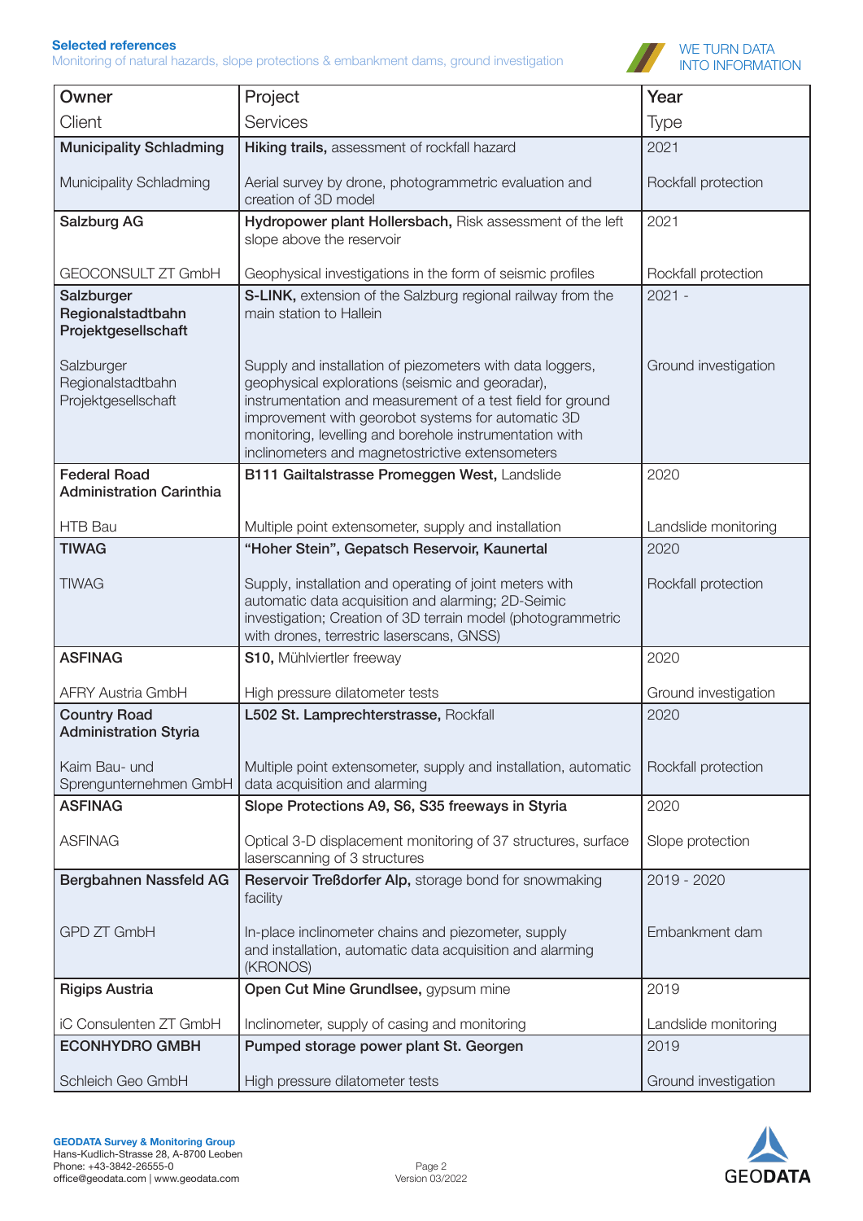**Selected references**

Monitoring of natural hazards, slope protections & embankment dams, ground investigation

WE TURN DATA INTO INFORMATION

| Owner<br>Client | Project<br>Services | Year<br>Type |
|---|---|---|
| **Municipality Schladming**<br><br>Municipality Schladming | **Hiking trails,** assessment of rockfall hazard<br><br>Aerial survey by drone, photogrammetric evaluation and creation of 3D model | 2021<br><br>Rockfall protection |
| **Salzburg AG**<br><br>GEOCONSULT ZT GmbH | **Hydropower plant Hollersbach,** Risk assessment of the left slope above the reservoir<br><br>Geophysical investigations in the form of seismic profiles | 2021<br><br>Rockfall protection |
| **Salzburger Regionalstadtbahn Projektgesellschaft**<br><br>Salzburger Regionalstadtbahn Projektgesellschaft | **S-LINK,** extension of the Salzburg regional railway from the main station to Hallein<br><br>Supply and installation of piezometers with data loggers, geophysical explorations (seismic and georadar), instrumentation and measurement of a test field for ground improvement with georobot systems for automatic 3D monitoring, levelling and borehole instrumentation with inclinometers and magnetostrictive extensometers | 2021 -<br><br>Ground investigation |
| **Federal Road Administration Carinthia**<br><br>HTB Bau | **B111 Gailtalstrasse Promeggen West,** Landslide<br><br>Multiple point extensometer, supply and installation | 2020<br><br>Landslide monitoring |
| **TIWAG**<br><br>TIWAG | **"Hoher Stein", Gepatsch Reservoir, Kaunertal**<br><br>Supply, installation and operating of joint meters with automatic data acquisition and alarming; 2D-Seimic investigation; Creation of 3D terrain model (photogrammetric with drones, terrestric laserscans, GNSS) | 2020<br><br>Rockfall protection |
| **ASFINAG**<br><br>AFRY Austria GmbH | **S10,** Mühlviertler freeway<br><br>High pressure dilatometer tests | 2020<br><br>Ground investigation |
| **Country Road Administration Styria**<br><br>Kaim Bau- und Sprengunternehmen GmbH | **L502 St. Lamprechterstrasse,** Rockfall<br><br>Multiple point extensometer, supply and installation, automatic data acquisition and alarming | 2020<br><br>Rockfall protection |
| **ASFINAG**<br><br>ASFINAG | **Slope Protections A9, S6, S35 freeways in Styria**<br><br>Optical 3-D displacement monitoring of 37 structures, surface laserscanning of 3 structures | 2020<br><br>Slope protection |
| **Bergbahnen Nassfeld AG**<br><br>GPD ZT GmbH | **Reservoir Treßdorfer Alp,** storage bond for snowmaking facility<br><br>In-place inclinometer chains and piezometer, supply and installation, automatic data acquisition and alarming (KRONOS) | 2019 - 2020<br><br>Embankment dam |
| **Rigips Austria**<br><br>iC Consulenten ZT GmbH | **Open Cut Mine Grundlsee,** gypsum mine<br><br>Inclinometer, supply of casing and monitoring | 2019<br><br>Landslide monitoring |
| **ECONHYDRO GMBH**<br><br>Schleich Geo GmbH | **Pumped storage power plant St. Georgen**<br><br>High pressure dilatometer tests | 2019<br><br>Ground investigation |

**GEODATA Survey & Monitoring Group**
Hans-Kudlich-Strasse 28, A-8700 Leoben
Phone: +43-3842-26555-0
office@geodata.com | www.geodata.com

Version 03/2022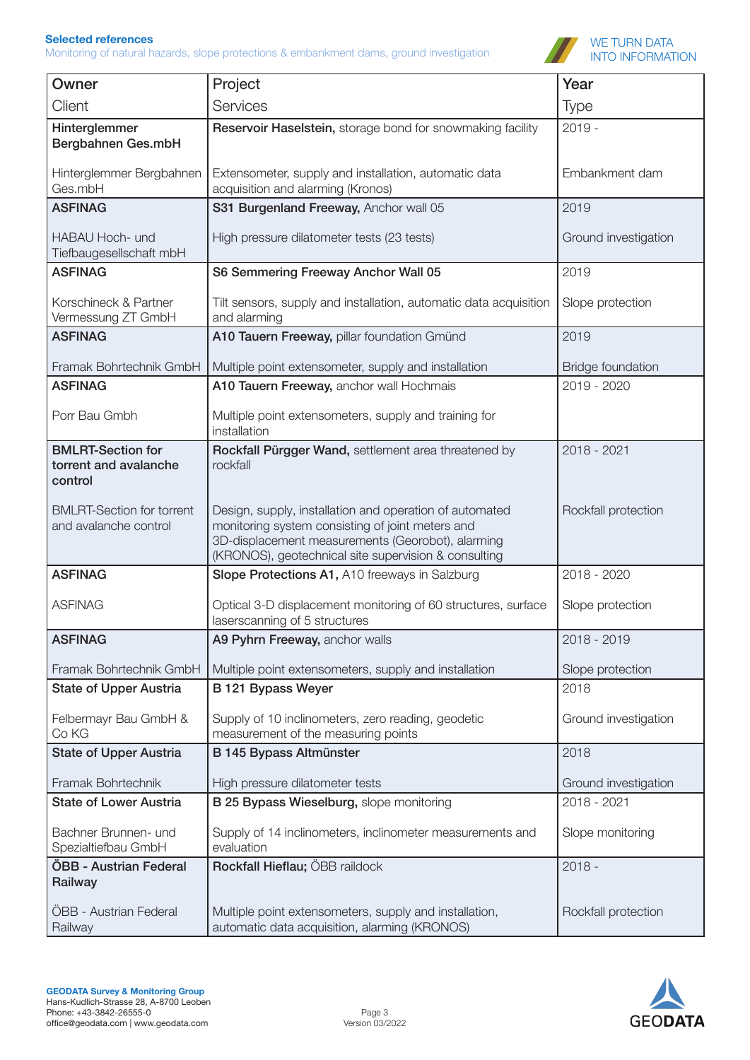**Selected references**

Monitoring of natural hazards, slope protections & embankment dams, ground investigation

WE TURN DATA INTO INFORMATION

| Owner<br>Client | Project<br>Services | Year<br>Type |
|---|---|---|
| **Hinterglemmer Bergbahnen Ges.mbH**<br><br>Hinterglemmer Bergbahnen Ges.mbH | **Reservoir Haselstein,** storage bond for snowmaking facility<br><br>Extensometer, supply and installation, automatic data acquisition and alarming (Kronos) | 2019 -<br><br>Embankment dam |
| **ASFINAG**<br><br>HABAU Hoch- und Tiefbaugesellschaft mbH | **S31 Burgenland Freeway,** Anchor wall 05<br><br>High pressure dilatometer tests (23 tests) | 2019<br><br>Ground investigation |
| **ASFINAG**<br><br>Korschineck & Partner Vermessung ZT GmbH | **S6 Semmering Freeway Anchor Wall 05**<br><br>Tilt sensors, supply and installation, automatic data acquisition and alarming | 2019<br><br>Slope protection |
| **ASFINAG**<br><br>Framak Bohrtechnik GmbH | **A10 Tauern Freeway,** pillar foundation Gmünd<br><br>Multiple point extensometer, supply and installation | 2019<br><br>Bridge foundation |
| **ASFINAG**<br><br>Porr Bau Gmbh | **A10 Tauern Freeway,** anchor wall Hochmais<br><br>Multiple point extensometers, supply and training for installation | 2019 - 2020 |
| **BMLRT-Section for torrent and avalanche control**<br><br>BMLRT-Section for torrent and avalanche control | **Rockfall Pürgger Wand,** settlement area threatened by rockfall<br><br>Design, supply, installation and operation of automated monitoring system consisting of joint meters and 3D-displacement measurements (Georobot), alarming (KRONOS), geotechnical site supervision & consulting | 2018 - 2021<br><br>Rockfall protection |
| **ASFINAG**<br><br>ASFINAG | **Slope Protections A1,** A10 freeways in Salzburg<br><br>Optical 3-D displacement monitoring of 60 structures, surface laserscanning of 5 structures | 2018 - 2020<br><br>Slope protection |
| **ASFINAG**<br><br>Framak Bohrtechnik GmbH | **A9 Pyhrn Freeway,** anchor walls<br><br>Multiple point extensometers, supply and installation | 2018 - 2019<br><br>Slope protection |
| **State of Upper Austria**<br><br>Felbermayr Bau GmbH & Co KG | **B 121 Bypass Weyer**<br><br>Supply of 10 inclinometers, zero reading, geodetic measurement of the measuring points | 2018<br><br>Ground investigation |
| **State of Upper Austria**<br><br>Framak Bohrtechnik | **B 145 Bypass Altmünster**<br><br>High pressure dilatometer tests | 2018<br><br>Ground investigation |
| **State of Lower Austria**<br><br>Bachner Brunnen- und Spezialtiefbau GmbH | **B 25 Bypass Wieselburg,** slope monitoring<br><br>Supply of 14 inclinometers, inclinometer measurements and evaluation | 2018 - 2021<br><br>Slope monitoring |
| **ÖBB - Austrian Federal Railway**<br><br>ÖBB - Austrian Federal Railway | **Rockfall Hieflau;** ÖBB raildock<br><br>Multiple point extensometers, supply and installation, automatic data acquisition, alarming (KRONOS) | 2018 -<br><br>Rockfall protection |

**GEODATA Survey & Monitoring Group**
Hans-Kudlich-Strasse 28, A-8700 Leoben
Phone: +43-3842-26555-0
office@geodata.com | www.geodata.com

Version 03/2022

GEODATA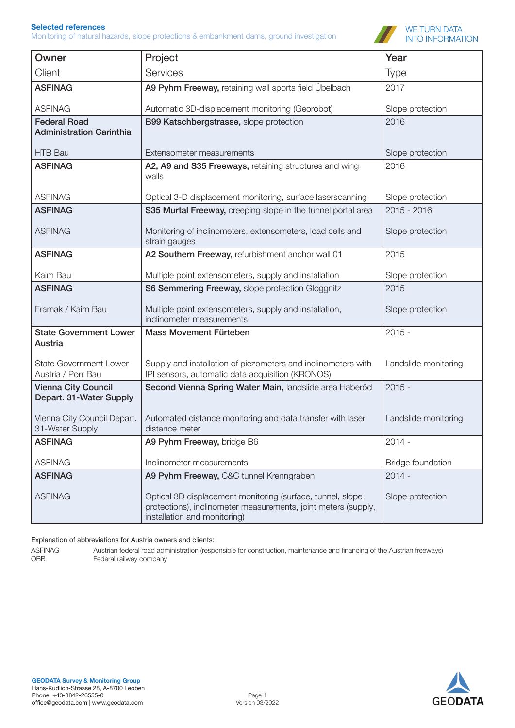**Selected references**
Monitoring of natural hazards, slope protections & embankment dams, ground investigation

WE TURN DATA INTO INFORMATION

| Owner<br>Client | Project<br>Services | Year<br>Type |
|---|---|---|
| **ASFINAG**<br><br>ASFINAG | **A9 Pyhrn Freeway,** retaining wall sports field Übelbach<br><br>Automatic 3D-displacement monitoring (Georobot) | 2017<br><br>Slope protection |
| **Federal Road Administration Carinthia**<br><br>HTB Bau | **B99 Katschbergstrasse,** slope protection<br><br>Extensometer measurements | 2016<br><br>Slope protection |
| **ASFINAG**<br><br>ASFINAG | **A2, A9 and S35 Freeways,** retaining structures and wing walls<br><br>Optical 3-D displacement monitoring, surface laserscanning | 2016<br><br>Slope protection |
| **ASFINAG**<br><br>ASFINAG | **S35 Murtal Freeway,** creeping slope in the tunnel portal area<br><br>Monitoring of inclinometers, extensometers, load cells and strain gauges | 2015 - 2016<br><br>Slope protection |
| **ASFINAG**<br><br>Kaim Bau | **A2 Southern Freeway,** refurbishment anchor wall 01<br><br>Multiple point extensometers, supply and installation | 2015<br><br>Slope protection |
| **ASFINAG**<br><br>Framak / Kaim Bau | **S6 Semmering Freeway,** slope protection Gloggnitz<br><br>Multiple point extensometers, supply and installation, inclinometer measurements | 2015<br><br>Slope protection |
| **State Government Lower Austria**<br><br>State Government Lower Austria / Porr Bau | **Mass Movement Fürteben**<br><br>Supply and installation of piezometers and inclinometers with IPI sensors, automatic data acquisition (KRONOS) | 2015 -<br><br>Landslide monitoring |
| **Vienna City Council Depart. 31-Water Supply**<br><br>Vienna City Council Depart. 31-Water Supply | **Second Vienna Spring Water Main,** landslide area Haberöd<br><br>Automated distance monitoring and data transfer with laser distance meter | 2015 -<br><br>Landslide monitoring |
| **ASFINAG**<br><br>ASFINAG | **A9 Pyhrn Freeway,** bridge B6<br><br>Inclinometer measurements | 2014 -<br><br>Bridge foundation |
| **ASFINAG**<br><br>ASFINAG | **A9 Pyhrn Freeway,** C&C tunnel Krenngraben<br><br>Optical 3D displacement monitoring (surface, tunnel, slope protections), inclinometer measurements, joint meters (supply, installation and monitoring) | 2014 -<br><br>Slope protection |

Explanation of abbreviations for Austria owners and clients:

ASFINAG — Austrian federal road administration (responsible for construction, maintenance and financing of the Austrian freeways)
ÖBB — Federal railway company

**GEODATA Survey & Monitoring Group**
Hans-Kudlich-Strasse 28, A-8700 Leoben
Phone: +43-3842-26555-0
office@geodata.com | www.geodata.com

Version 03/2022

GEODATA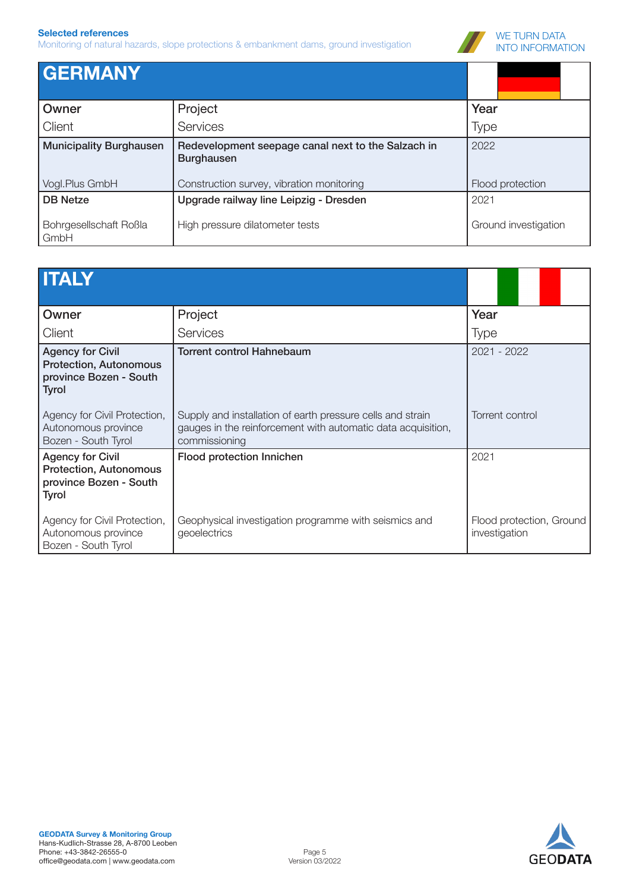## GERMANY

| Owner<br>Client | Project<br>Services | Year<br>Type |
|---|---|---|
| **Municipality Burghausen**<br>Vogl.Plus GmbH | **Redevelopment seepage canal next to the Salzach in Burghausen**<br>Construction survey, vibration monitoring | 2022<br>Flood protection |
| **DB Netze**<br>Bohrgesellschaft Roßla GmbH | **Upgrade railway line Leipzig - Dresden**<br>High pressure dilatometer tests | 2021<br>Ground investigation |

## ITALY

| Owner<br>Client | Project<br>Services | Year<br>Type |
|---|---|---|
| **Agency for Civil Protection, Autonomous province Bozen - South Tyrol**<br>Agency for Civil Protection, Autonomous province Bozen - South Tyrol | **Torrent control Hahnebaum**<br>Supply and installation of earth pressure cells and strain gauges in the reinforcement with automatic data acquisition, commissioning | 2021 - 2022<br>Torrent control |
| **Agency for Civil Protection, Autonomous province Bozen - South Tyrol**<br>Agency for Civil Protection, Autonomous province Bozen - South Tyrol | **Flood protection Innichen**<br>Geophysical investigation programme with seismics and geoelectrics | 2021<br>Flood protection, Ground investigation |